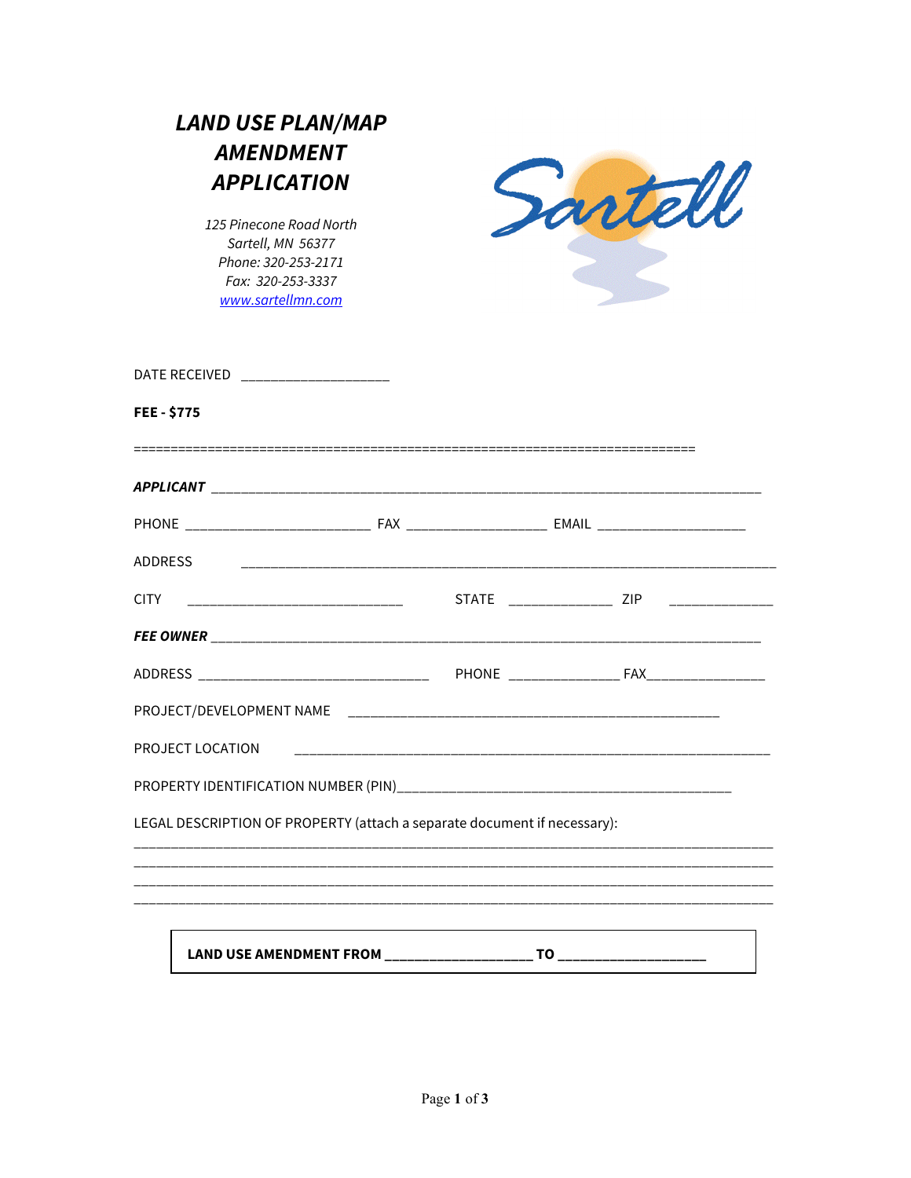# *LAND USE PLAN/MAP AMENDMENT APPLICATION*

*125 Pinecone Road North*
*Sartell, MN 56377*
*Phone: 320-253-2171*
*Fax: 320-253-3337*
*www.sartellmn.com*

DATE RECEIVED ___________________

**FEE - $775**

==========================================================================

***APPLICANT*** ________________________________________________________________________

PHONE _______________________ FAX _________________ EMAIL __________________

ADDRESS _____________________________________________________________________

CITY __________________________ STATE ____________ ZIP _____________

***FEE OWNER*** ________________________________________________________________________

ADDRESS _____________________________ PHONE _____________ FAX______________

PROJECT/DEVELOPMENT NAME ____________________________________________

PROJECT LOCATION ________________________________________________________

PROPERTY IDENTIFICATION NUMBER (PIN)___________________________________________

LEGAL DESCRIPTION OF PROPERTY (attach a separate document if necessary):

_____________________________________________________________________________
_____________________________________________________________________________
_____________________________________________________________________________
_____________________________________________________________________________

**LAND USE AMENDMENT FROM ___________________ TO ___________________**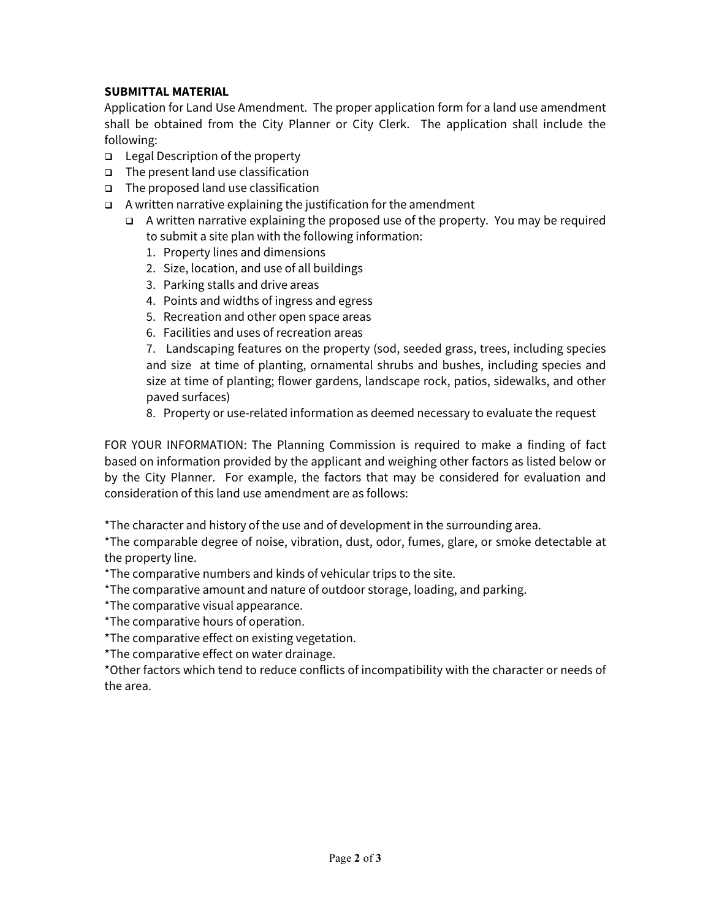**SUBMITTAL MATERIAL**

Application for Land Use Amendment. The proper application form for a land use amendment shall be obtained from the City Planner or City Clerk. The application shall include the following:

- Legal Description of the property
- The present land use classification
- The proposed land use classification
- A written narrative explaining the justification for the amendment
  - A written narrative explaining the proposed use of the property. You may be required to submit a site plan with the following information:
    1. Property lines and dimensions
    2. Size, location, and use of all buildings
    3. Parking stalls and drive areas
    4. Points and widths of ingress and egress
    5. Recreation and other open space areas
    6. Facilities and uses of recreation areas
    7. Landscaping features on the property (sod, seeded grass, trees, including species and size at time of planting, ornamental shrubs and bushes, including species and size at time of planting; flower gardens, landscape rock, patios, sidewalks, and other paved surfaces)
    8. Property or use-related information as deemed necessary to evaluate the request

FOR YOUR INFORMATION: The Planning Commission is required to make a finding of fact based on information provided by the applicant and weighing other factors as listed below or by the City Planner. For example, the factors that may be considered for evaluation and consideration of this land use amendment are as follows:

*The character and history of the use and of development in the surrounding area.
*The comparable degree of noise, vibration, dust, odor, fumes, glare, or smoke detectable at the property line.
*The comparative numbers and kinds of vehicular trips to the site.
*The comparative amount and nature of outdoor storage, loading, and parking.
*The comparative visual appearance.
*The comparative hours of operation.
*The comparative effect on existing vegetation.
*The comparative effect on water drainage.
*Other factors which tend to reduce conflicts of incompatibility with the character or needs of the area.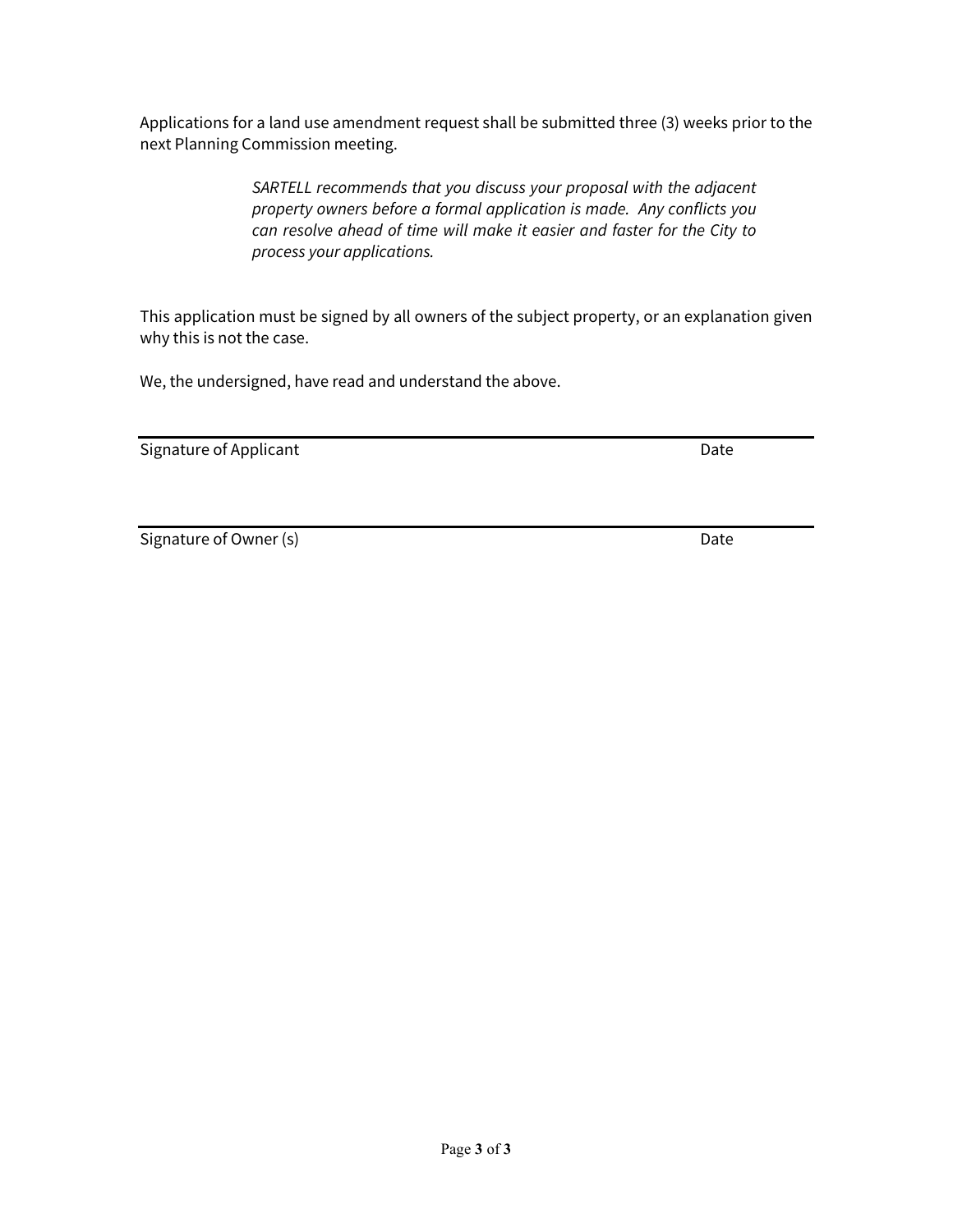Applications for a land use amendment request shall be submitted three (3) weeks prior to the next Planning Commission meeting.

> *SARTELL recommends that you discuss your proposal with the adjacent property owners before a formal application is made. Any conflicts you can resolve ahead of time will make it easier and faster for the City to process your applications.*

This application must be signed by all owners of the subject property, or an explanation given why this is not the case.

We, the undersigned, have read and understand the above.

______________________________________________________________

Signature of Applicant                                                                                    Date

______________________________________________________________

Signature of Owner (s)                                                                                    Date